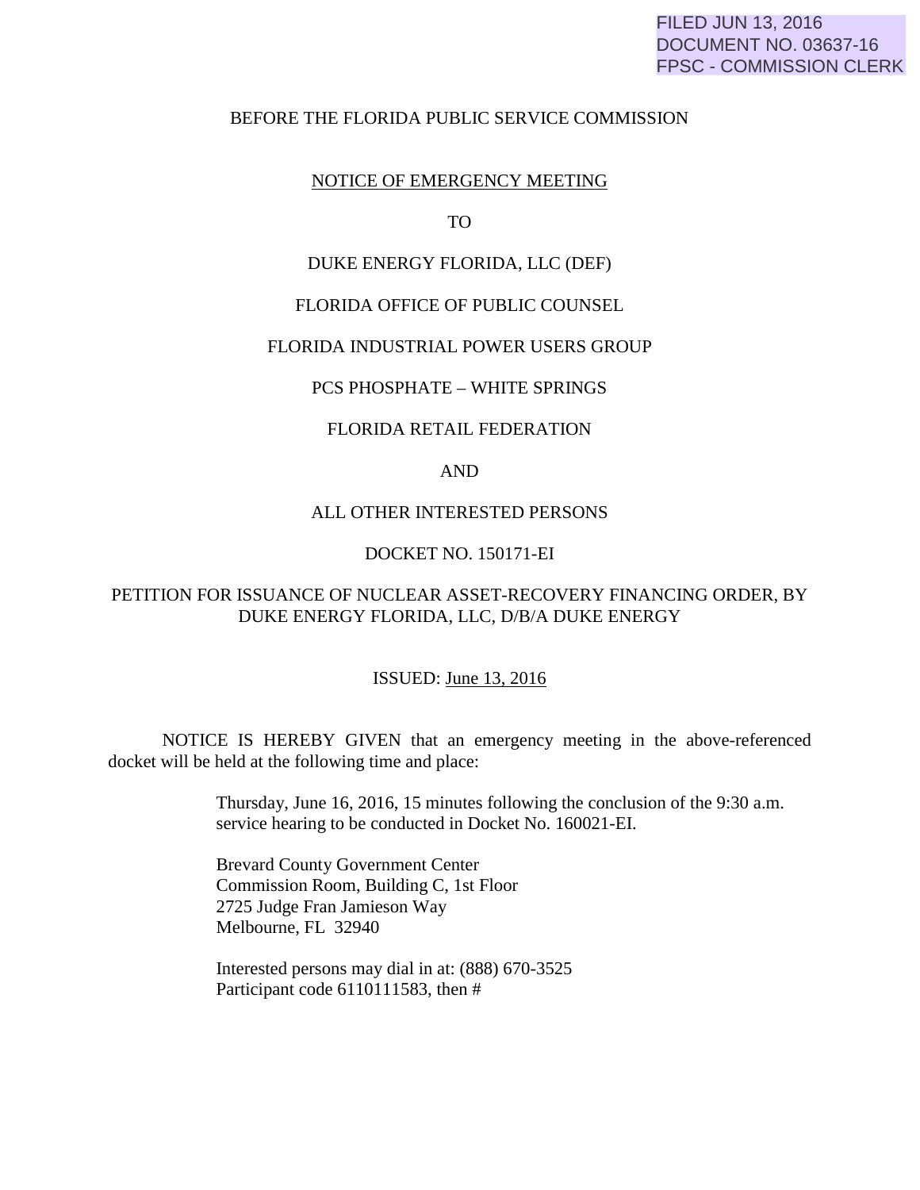FILED JUN 13, 2016
DOCUMENT NO. 03637-16
FPSC - COMMISSION CLERK

BEFORE THE FLORIDA PUBLIC SERVICE COMMISSION

NOTICE OF EMERGENCY MEETING

TO

DUKE ENERGY FLORIDA, LLC (DEF)

FLORIDA OFFICE OF PUBLIC COUNSEL

FLORIDA INDUSTRIAL POWER USERS GROUP

PCS PHOSPHATE – WHITE SPRINGS

FLORIDA RETAIL FEDERATION

AND

ALL OTHER INTERESTED PERSONS

DOCKET NO. 150171-EI

PETITION FOR ISSUANCE OF NUCLEAR ASSET-RECOVERY FINANCING ORDER, BY DUKE ENERGY FLORIDA, LLC, D/B/A DUKE ENERGY

ISSUED: June 13, 2016

NOTICE IS HEREBY GIVEN that an emergency meeting in the above-referenced docket will be held at the following time and place:

Thursday, June 16, 2016, 15 minutes following the conclusion of the 9:30 a.m. service hearing to be conducted in Docket No. 160021-EI.

Brevard County Government Center
Commission Room, Building C, 1st Floor
2725 Judge Fran Jamieson Way
Melbourne, FL 32940

Interested persons may dial in at: (888) 670-3525
Participant code 6110111583, then #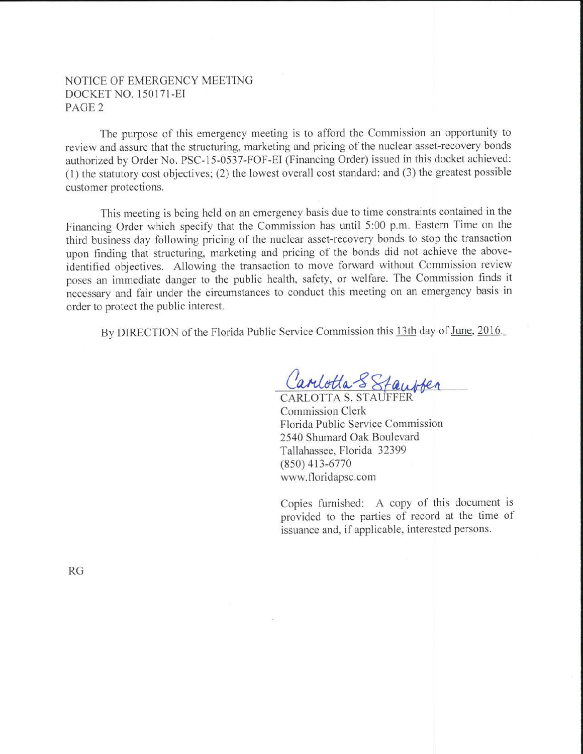The purpose of this emergency meeting is to afford the Commission an opportunity to review and assure that the structuring, marketing and pricing of the nuclear asset-recovery bonds authorized by Order No. PSC-15-0537-FOF-EI (Financing Order) issued in this docket achieved: (1) the statutory cost objectives; (2) the lowest overall cost standard: and (3) the greatest possible customer protections.

This meeting is being held on an emergency basis due to time constraints contained in the Financing Order which specify that the Commission has until 5:00 p.m. Eastern Time on the third business day following pricing of the nuclear asset-recovery bonds to stop the transaction upon finding that structuring, marketing and pricing of the bonds did not achieve the above-identified objectives. Allowing the transaction to move forward without Commission review poses an immediate danger to the public health, safety, or welfare. The Commission finds it necessary and fair under the circumstances to conduct this meeting on an emergency basis in order to protect the public interest.

By DIRECTION of the Florida Public Service Commission this 13th day of June, 2016.

Carlotta S Stauffer
CARLOTTA S. STAUFFER
Commission Clerk
Florida Public Service Commission
2540 Shumard Oak Boulevard
Tallahassee, Florida 32399
(850) 413-6770
www.floridapsc.com

Copies furnished: A copy of this document is provided to the parties of record at the time of issuance and, if applicable, interested persons.

RG